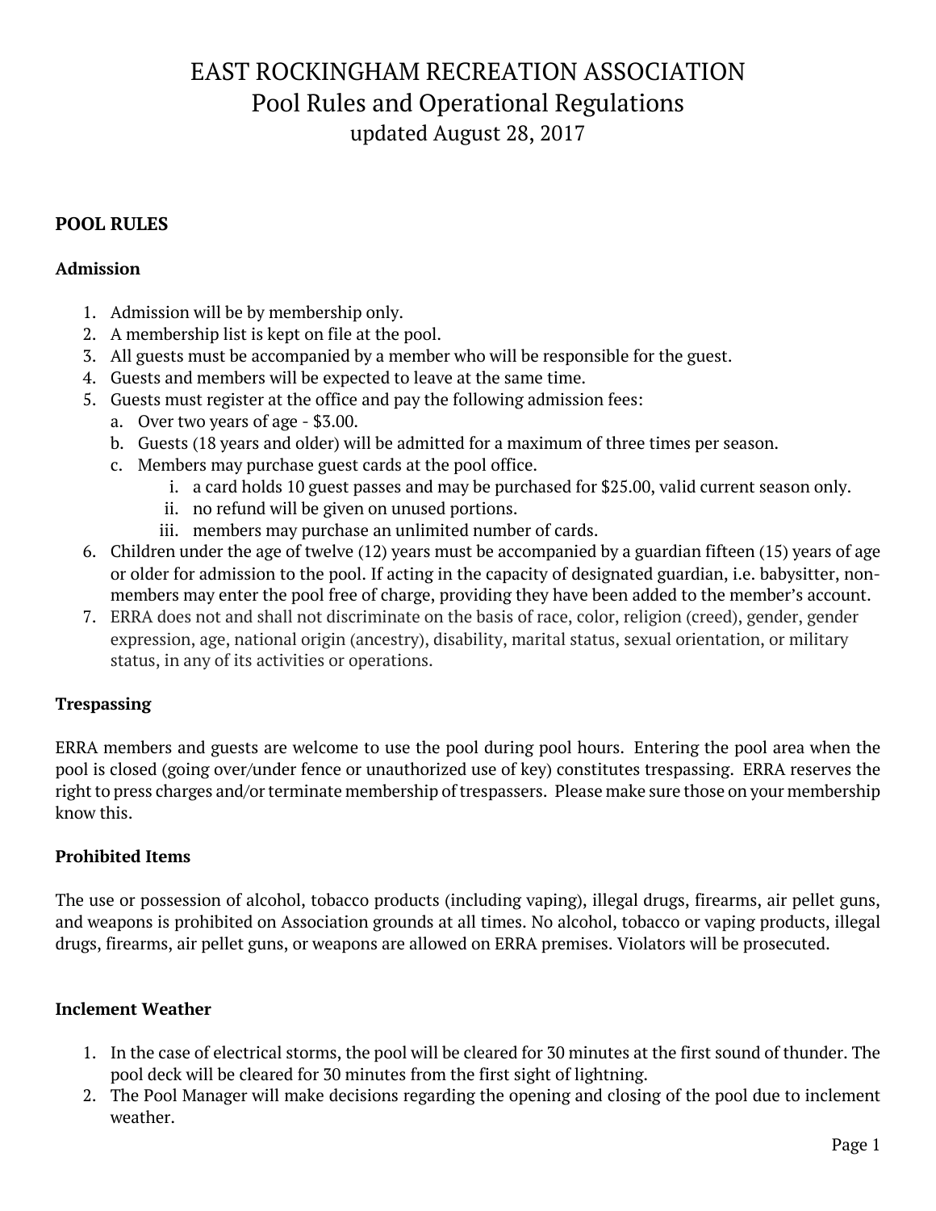# EAST ROCKINGHAM RECREATION ASSOCIATION
## Pool Rules and Operational Regulations
updated August 28, 2017

### POOL RULES

#### Admission

1. Admission will be by membership only.
2. A membership list is kept on file at the pool.
3. All guests must be accompanied by a member who will be responsible for the guest.
4. Guests and members will be expected to leave at the same time.
5. Guests must register at the office and pay the following admission fees:
   a. Over two years of age - $3.00.
   b. Guests (18 years and older) will be admitted for a maximum of three times per season.
   c. Members may purchase guest cards at the pool office.
      i. a card holds 10 guest passes and may be purchased for $25.00, valid current season only.
      ii. no refund will be given on unused portions.
      iii. members may purchase an unlimited number of cards.
6. Children under the age of twelve (12) years must be accompanied by a guardian fifteen (15) years of age or older for admission to the pool. If acting in the capacity of designated guardian, i.e. babysitter, non-members may enter the pool free of charge, providing they have been added to the member's account.
7. ERRA does not and shall not discriminate on the basis of race, color, religion (creed), gender, gender expression, age, national origin (ancestry), disability, marital status, sexual orientation, or military status, in any of its activities or operations.

#### Trespassing

ERRA members and guests are welcome to use the pool during pool hours. Entering the pool area when the pool is closed (going over/under fence or unauthorized use of key) constitutes trespassing. ERRA reserves the right to press charges and/or terminate membership of trespassers. Please make sure those on your membership know this.

#### Prohibited Items

The use or possession of alcohol, tobacco products (including vaping), illegal drugs, firearms, air pellet guns, and weapons is prohibited on Association grounds at all times. No alcohol, tobacco or vaping products, illegal drugs, firearms, air pellet guns, or weapons are allowed on ERRA premises. Violators will be prosecuted.

#### Inclement Weather

1. In the case of electrical storms, the pool will be cleared for 30 minutes at the first sound of thunder. The pool deck will be cleared for 30 minutes from the first sight of lightning.
2. The Pool Manager will make decisions regarding the opening and closing of the pool due to inclement weather.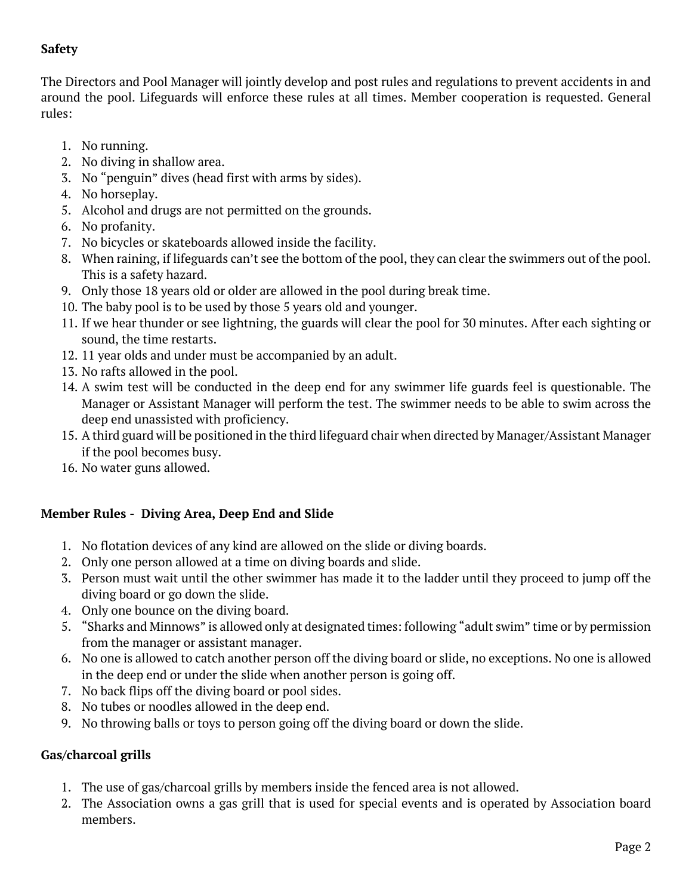**Safety**

The Directors and Pool Manager will jointly develop and post rules and regulations to prevent accidents in and around the pool. Lifeguards will enforce these rules at all times. Member cooperation is requested. General rules:

1. No running.
2. No diving in shallow area.
3. No "penguin" dives (head first with arms by sides).
4. No horseplay.
5. Alcohol and drugs are not permitted on the grounds.
6. No profanity.
7. No bicycles or skateboards allowed inside the facility.
8. When raining, if lifeguards can't see the bottom of the pool, they can clear the swimmers out of the pool. This is a safety hazard.
9. Only those 18 years old or older are allowed in the pool during break time.
10. The baby pool is to be used by those 5 years old and younger.
11. If we hear thunder or see lightning, the guards will clear the pool for 30 minutes. After each sighting or sound, the time restarts.
12. 11 year olds and under must be accompanied by an adult.
13. No rafts allowed in the pool.
14. A swim test will be conducted in the deep end for any swimmer life guards feel is questionable. The Manager or Assistant Manager will perform the test. The swimmer needs to be able to swim across the deep end unassisted with proficiency.
15. A third guard will be positioned in the third lifeguard chair when directed by Manager/Assistant Manager if the pool becomes busy.
16. No water guns allowed.

**Member Rules - Diving Area, Deep End and Slide**

1. No flotation devices of any kind are allowed on the slide or diving boards.
2. Only one person allowed at a time on diving boards and slide.
3. Person must wait until the other swimmer has made it to the ladder until they proceed to jump off the diving board or go down the slide.
4. Only one bounce on the diving board.
5. "Sharks and Minnows" is allowed only at designated times: following "adult swim" time or by permission from the manager or assistant manager.
6. No one is allowed to catch another person off the diving board or slide, no exceptions. No one is allowed in the deep end or under the slide when another person is going off.
7. No back flips off the diving board or pool sides.
8. No tubes or noodles allowed in the deep end.
9. No throwing balls or toys to person going off the diving board or down the slide.

**Gas/charcoal grills**

1. The use of gas/charcoal grills by members inside the fenced area is not allowed.
2. The Association owns a gas grill that is used for special events and is operated by Association board members.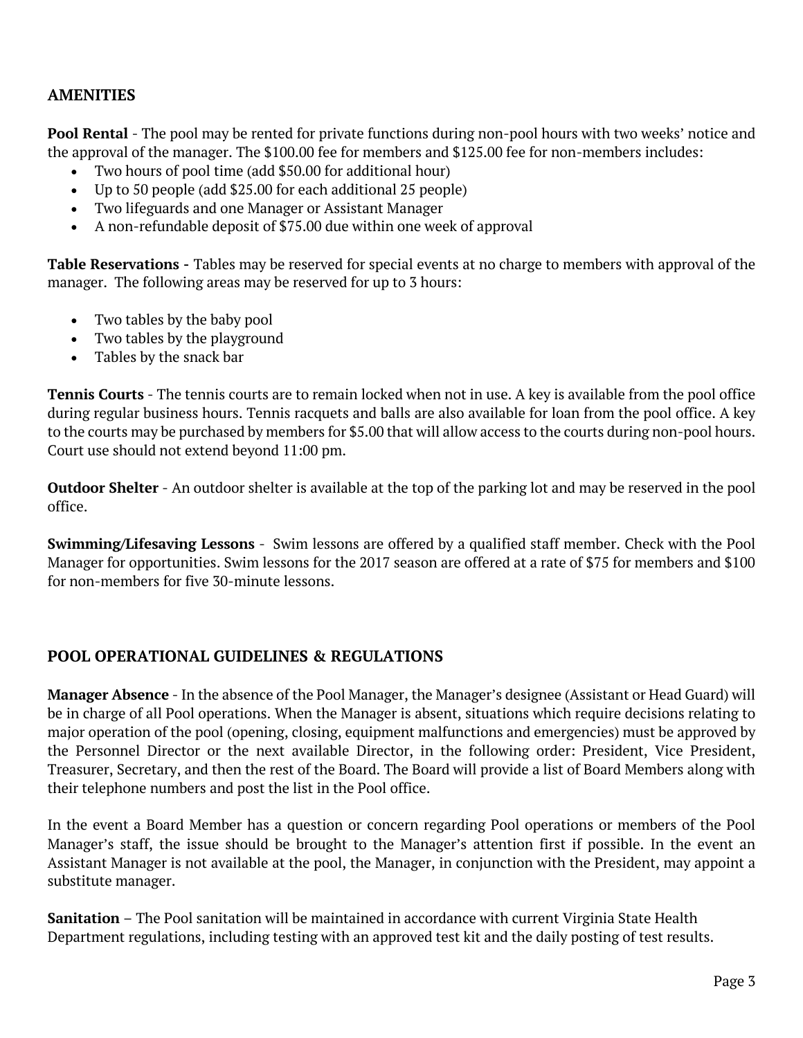## AMENITIES

**Pool Rental** - The pool may be rented for private functions during non-pool hours with two weeks' notice and the approval of the manager. The $100.00 fee for members and $125.00 fee for non-members includes:

- Two hours of pool time (add $50.00 for additional hour)
- Up to 50 people (add $25.00 for each additional 25 people)
- Two lifeguards and one Manager or Assistant Manager
- A non-refundable deposit of $75.00 due within one week of approval

**Table Reservations -** Tables may be reserved for special events at no charge to members with approval of the manager. The following areas may be reserved for up to 3 hours:

- Two tables by the baby pool
- Two tables by the playground
- Tables by the snack bar

**Tennis Courts** - The tennis courts are to remain locked when not in use. A key is available from the pool office during regular business hours. Tennis racquets and balls are also available for loan from the pool office. A key to the courts may be purchased by members for $5.00 that will allow access to the courts during non-pool hours. Court use should not extend beyond 11:00 pm.

**Outdoor Shelter** - An outdoor shelter is available at the top of the parking lot and may be reserved in the pool office.

**Swimming/Lifesaving Lessons** - Swim lessons are offered by a qualified staff member. Check with the Pool Manager for opportunities. Swim lessons for the 2017 season are offered at a rate of $75 for members and $100 for non-members for five 30-minute lessons.

## POOL OPERATIONAL GUIDELINES & REGULATIONS

**Manager Absence** - In the absence of the Pool Manager, the Manager's designee (Assistant or Head Guard) will be in charge of all Pool operations. When the Manager is absent, situations which require decisions relating to major operation of the pool (opening, closing, equipment malfunctions and emergencies) must be approved by the Personnel Director or the next available Director, in the following order: President, Vice President, Treasurer, Secretary, and then the rest of the Board. The Board will provide a list of Board Members along with their telephone numbers and post the list in the Pool office.

In the event a Board Member has a question or concern regarding Pool operations or members of the Pool Manager's staff, the issue should be brought to the Manager's attention first if possible. In the event an Assistant Manager is not available at the pool, the Manager, in conjunction with the President, may appoint a substitute manager.

**Sanitation** – The Pool sanitation will be maintained in accordance with current Virginia State Health Department regulations, including testing with an approved test kit and the daily posting of test results.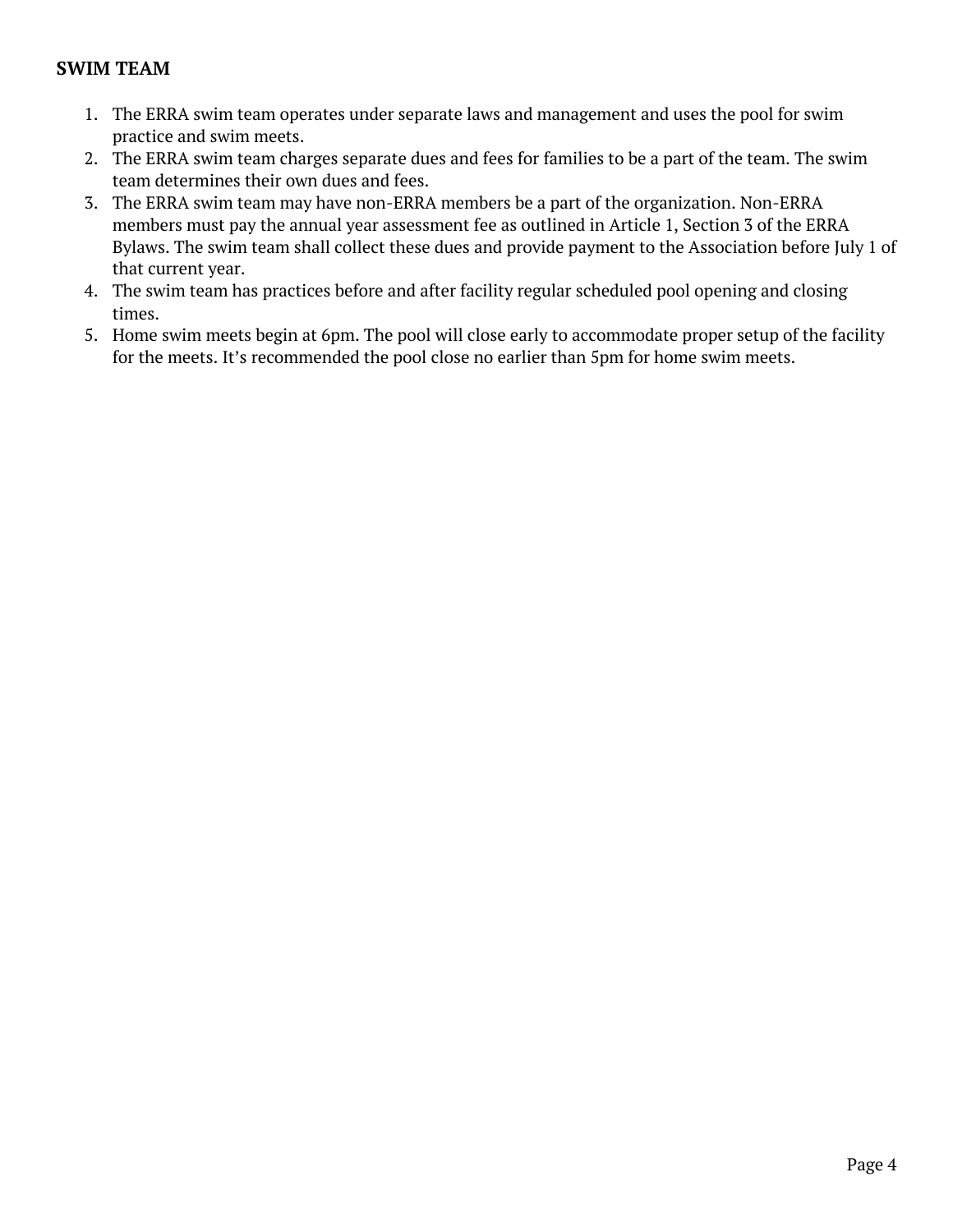**SWIM TEAM**

1. The ERRA swim team operates under separate laws and management and uses the pool for swim practice and swim meets.
2. The ERRA swim team charges separate dues and fees for families to be a part of the team. The swim team determines their own dues and fees.
3. The ERRA swim team may have non-ERRA members be a part of the organization. Non-ERRA members must pay the annual year assessment fee as outlined in Article 1, Section 3 of the ERRA Bylaws. The swim team shall collect these dues and provide payment to the Association before July 1 of that current year.
4. The swim team has practices before and after facility regular scheduled pool opening and closing times.
5. Home swim meets begin at 6pm. The pool will close early to accommodate proper setup of the facility for the meets. It's recommended the pool close no earlier than 5pm for home swim meets.